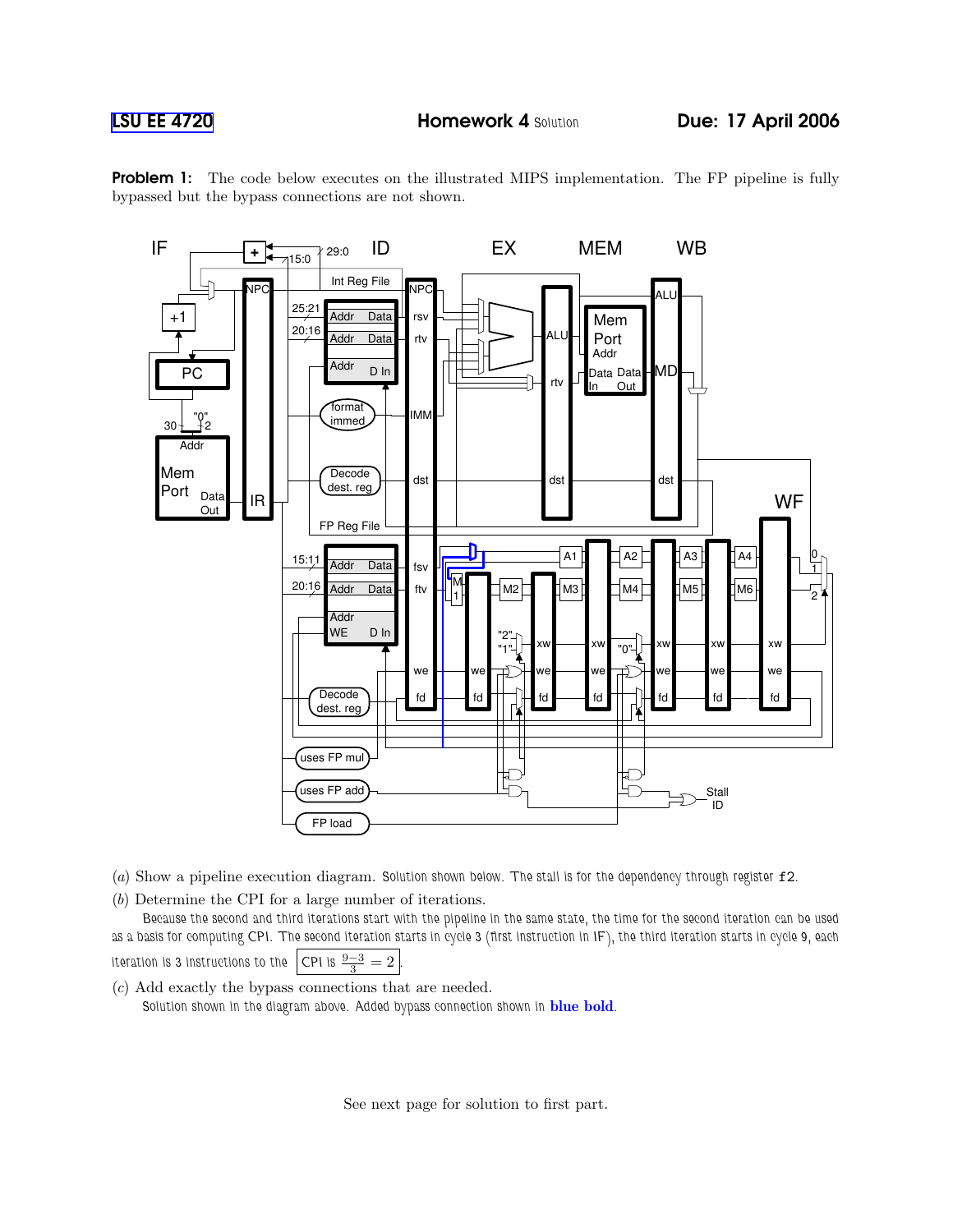LSU EE 4720 — Homework 4 Solution — Due: 17 April 2006

**Problem 1:** The code below executes on the illustrated MIPS implementation. The FP pipeline is fully bypassed but the bypass connections are not shown.

(*a*) Show a pipeline execution diagram. Solution shown below. The stall is for the dependency through register `f2`.

(*b*) Determine the CPI for a large number of iterations.

Because the second and third iterations start with the pipeline in the same state, the time for the second iteration can be used as a basis for computing CPI. The second iteration starts in cycle 3 (first instruction in IF), the third iteration starts in cycle 9, each iteration is 3 instructions to the CPI is $\frac{9-3}{3} = 2$.

(*c*) Add exactly the bypass connections that are needed.

Solution shown in the diagram above. Added bypass connection shown in **blue bold**.

See next page for solution to first part.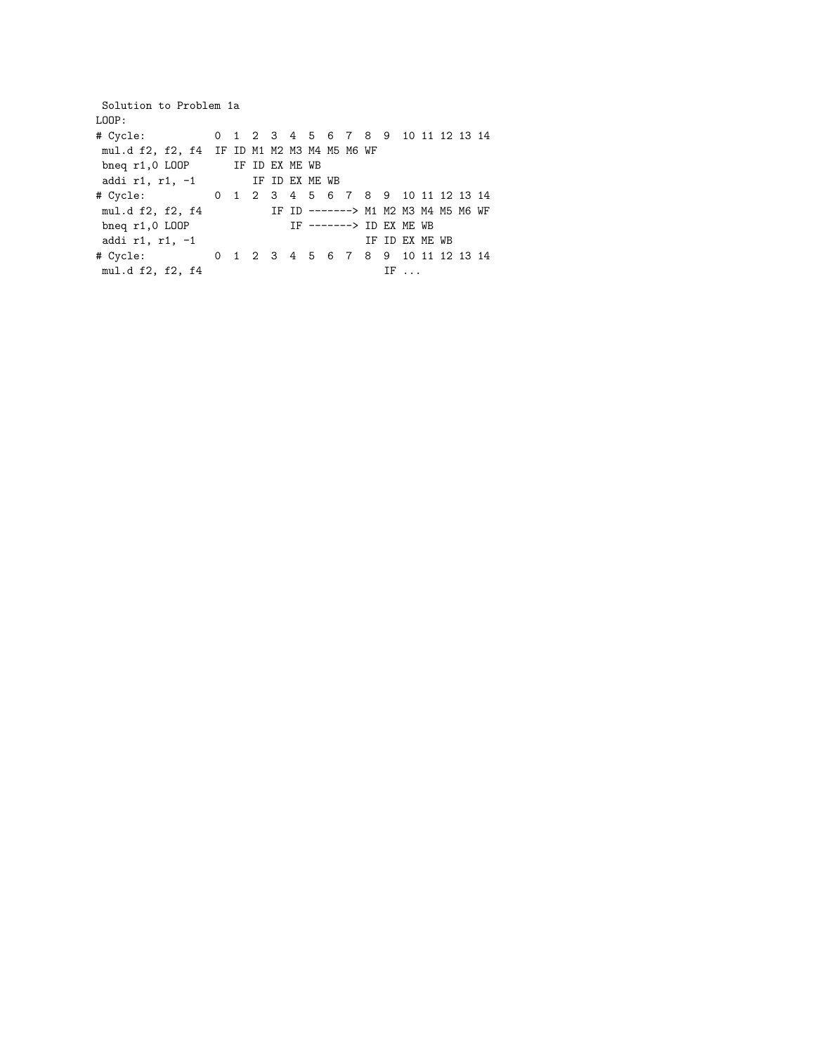Solution to Problem 1a

```
LOOP:
# Cycle:          0  1  2  3  4  5  6  7  8  9  10 11 12 13 14
 mul.d f2, f2, f4  IF ID M1 M2 M3 M4 M5 M6 WF
 bneq r1,0 LOOP       IF ID EX ME WB
 addi r1, r1, -1         IF ID EX ME WB
# Cycle:          0  1  2  3  4  5  6  7  8  9  10 11 12 13 14
 mul.d f2, f2, f4           IF ID -------> M1 M2 M3 M4 M5 M6 WF
 bneq r1,0 LOOP                IF -------> ID EX ME WB
 addi r1, r1, -1                           IF ID EX ME WB
# Cycle:          0  1  2  3  4  5  6  7  8  9  10 11 12 13 14
 mul.d f2, f2, f4                             IF ...
```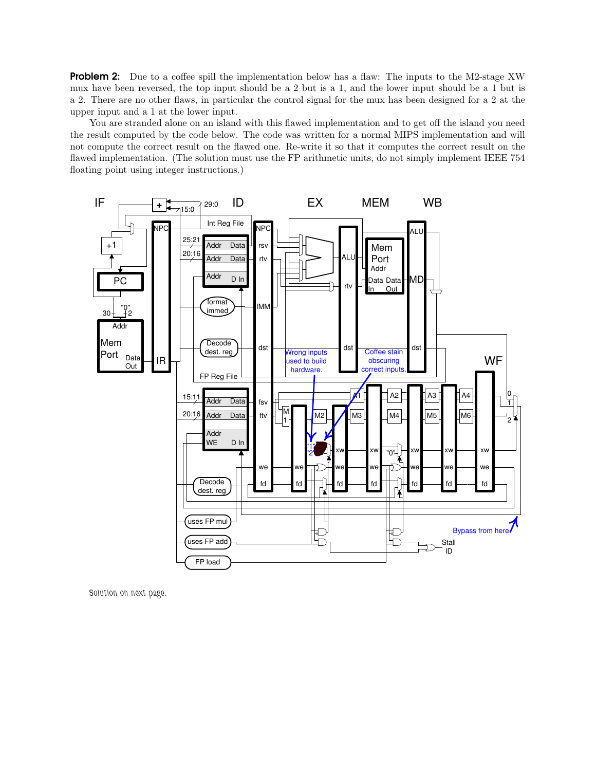**Problem 2:** Due to a coffee spill the implementation below has a flaw: The inputs to the M2-stage XW mux have been reversed, the top input should be a 2 but is a 1, and the lower input should be a 1 but is a 2. There are no other flaws, in particular the control signal for the mux has been designed for a 2 at the upper input and a 1 at the lower input.

You are stranded alone on an island with this flawed implementation and to get off the island you need the result computed by the code below. The code was written for a normal MIPS implementation and will not compute the correct result on the flawed implementation. Re-write it so that it computes the correct result on the flawed implementation. (The solution must use the FP arithmetic units, do not simply implement IEEE 754 floating point using integer instructions.)

Solution on next page.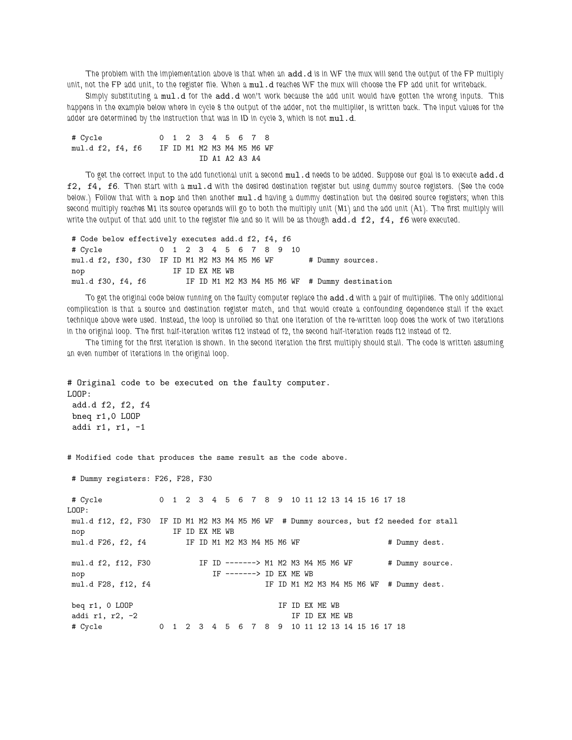The problem with the implementation above is that when an `add.d` is in WF the mux will send the output of the FP multiply unit, not the FP add unit, to the register file. When a `mul.d` reaches WF the mux will choose the FP add unit for writeback.

Simply substituting a `mul.d` for the `add.d` won't work because the add unit would have gotten the wrong inputs. This happens in the example below where in cycle 8 the output of the adder, not the multiplier, is written back. The input values for the adder are determined by the instruction that was in ID in cycle 3, which is not `mul.d`.

```
 # Cycle            0  1  2  3  4  5  6  7  8
 mul.d f2, f4, f6   IF ID M1 M2 M3 M4 M5 M6 WF
                             ID A1 A2 A3 A4
```

To get the correct input to the add functional unit a second `mul.d` needs to be added. Suppose our goal is to execute `add.d f2, f4, f6`. Then start with a `mul.d` with the desired destination register but using dummy source registers. (See the code below.) Follow that with a `nop` and then another `mul.d` having a dummy destination but the desired source registers; when this second multiply reaches M1 its source operands will go to both the multiply unit (M1) and the add unit (A1). The first multiply will write the output of that add unit to the register file and so it will be as though `add.d f2, f4, f6` were executed.

```
 # Code below effectively executes add.d f2, f4, f6
 # Cycle             0  1  2  3  4  5  6  7  8  9  10
 mul.d f2, f30, f30  IF ID M1 M2 M3 M4 M5 M6 WF        # Dummy sources.
 nop                    IF ID EX ME WB
 mul.d f30, f4, f6         IF ID M1 M2 M3 M4 M5 M6 WF  # Dummy destination
```

To get the original code below running on the faulty computer replace the `add.d` with a pair of multiplies. The only additional complication is that a source and destination register match, and that would create a confounding dependence stall if the exact technique above were used. Instead, the loop is unrolled so that one iteration of the re-written loop does the work of two iterations in the original loop. The first half-iteration writes f12 instead of f2, the second half-iteration reads f12 instead of f2.

The timing for the first iteration is shown. In the second iteration the first multiply should stall. The code is written assuming an even number of iterations in the original loop.

```
# Original code to be executed on the faulty computer.
LOOP:
 add.d f2, f2, f4
 bneq r1,0 LOOP
 addi r1, r1, -1


# Modified code that produces the same result as the code above.

 # Dummy registers: F26, F28, F30

 # Cycle            0  1  2  3  4  5  6  7  8  9  10 11 12 13 14 15 16 17 18
LOOP:
 mul.d f12, f2, F30  IF ID M1 M2 M3 M4 M5 M6 WF  # Dummy sources, but f2 needed for stall
 nop                    IF ID EX ME WB
 mul.d F26, f2, f4         IF ID M1 M2 M3 M4 M5 M6 WF                   # Dummy dest.

 mul.d f2, f12, F30           IF ID -------> M1 M2 M3 M4 M5 M6 WF        # Dummy source.
 nop                             IF -------> ID EX ME WB
 mul.d F28, f12, f4                          IF ID M1 M2 M3 M4 M5 M6 WF  # Dummy dest.

 beq r1, 0 LOOP                                 IF ID EX ME WB
 addi r1, r2, -2                                   IF ID EX ME WB
 # Cycle            0  1  2  3  4  5  6  7  8  9  10 11 12 13 14 15 16 17 18
```